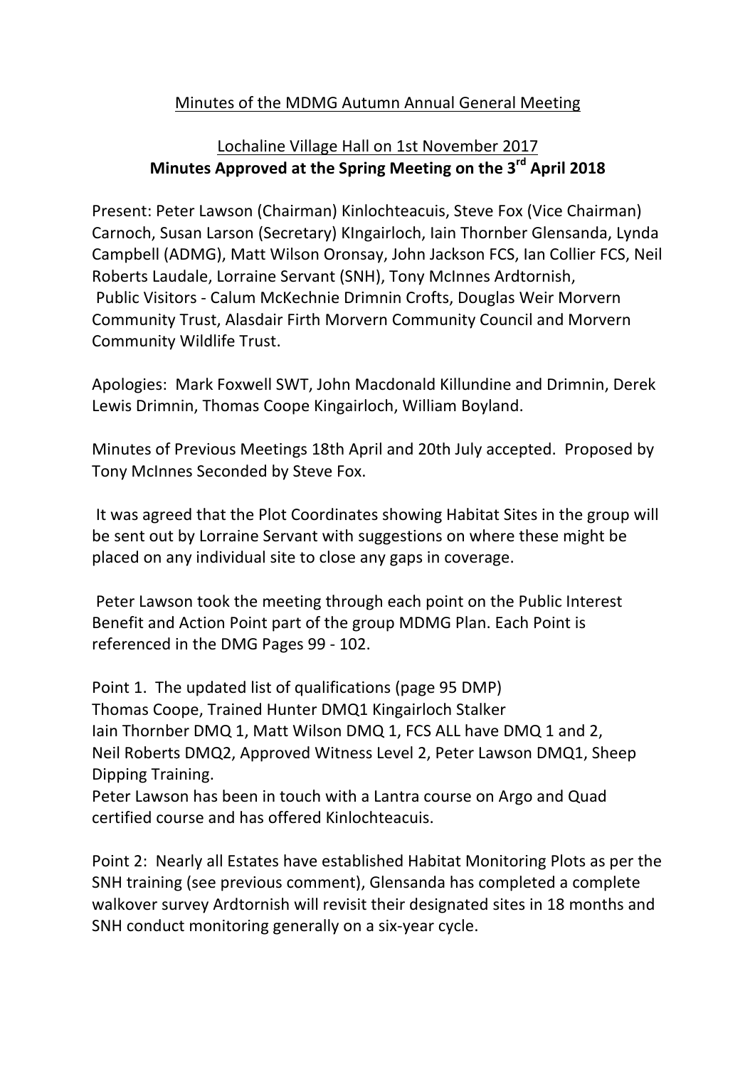<u>Minutes of the MDMG Autumn Annual General Meeting</u>

<u>Lochaline Village Hall on 1st November 2017</u>

**Minutes Approved at the Spring Meeting on the 3rd April 2018**

Present: Peter Lawson (Chairman) Kinlochteacuis, Steve Fox (Vice Chairman) Carnoch, Susan Larson (Secretary) KIngairloch, Iain Thornber Glensanda, Lynda Campbell (ADMG), Matt Wilson Oronsay, John Jackson FCS, Ian Collier FCS, Neil Roberts Laudale, Lorraine Servant (SNH), Tony McInnes Ardtornish, Public Visitors - Calum McKechnie Drimnin Crofts, Douglas Weir Morvern Community Trust, Alasdair Firth Morvern Community Council and Morvern Community Wildlife Trust.

Apologies: Mark Foxwell SWT, John Macdonald Killundine and Drimnin, Derek Lewis Drimnin, Thomas Coope Kingairloch, William Boyland.

Minutes of Previous Meetings 18th April and 20th July accepted. Proposed by Tony McInnes Seconded by Steve Fox.

It was agreed that the Plot Coordinates showing Habitat Sites in the group will be sent out by Lorraine Servant with suggestions on where these might be placed on any individual site to close any gaps in coverage.

Peter Lawson took the meeting through each point on the Public Interest Benefit and Action Point part of the group MDMG Plan. Each Point is referenced in the DMG Pages 99 - 102.

Point 1. The updated list of qualifications (page 95 DMP)
Thomas Coope, Trained Hunter DMQ1 Kingairloch Stalker
Iain Thornber DMQ 1, Matt Wilson DMQ 1, FCS ALL have DMQ 1 and 2,
Neil Roberts DMQ2, Approved Witness Level 2, Peter Lawson DMQ1, Sheep Dipping Training.
Peter Lawson has been in touch with a Lantra course on Argo and Quad certified course and has offered Kinlochteacuis.

Point 2: Nearly all Estates have established Habitat Monitoring Plots as per the SNH training (see previous comment), Glensanda has completed a complete walkover survey Ardtornish will revisit their designated sites in 18 months and SNH conduct monitoring generally on a six-year cycle.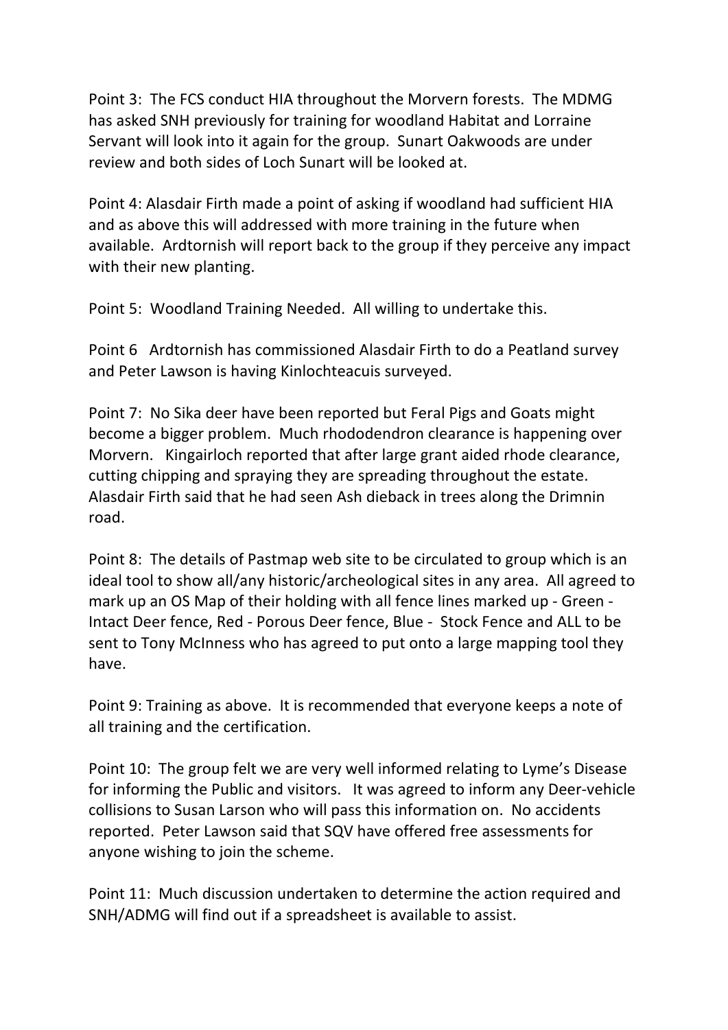Point 3: The FCS conduct HIA throughout the Morvern forests. The MDMG has asked SNH previously for training for woodland Habitat and Lorraine Servant will look into it again for the group. Sunart Oakwoods are under review and both sides of Loch Sunart will be looked at.

Point 4: Alasdair Firth made a point of asking if woodland had sufficient HIA and as above this will addressed with more training in the future when available. Ardtornish will report back to the group if they perceive any impact with their new planting.

Point 5: Woodland Training Needed. All willing to undertake this.

Point 6 Ardtornish has commissioned Alasdair Firth to do a Peatland survey and Peter Lawson is having Kinlochteacuis surveyed.

Point 7: No Sika deer have been reported but Feral Pigs and Goats might become a bigger problem. Much rhododendron clearance is happening over Morvern. Kingairloch reported that after large grant aided rhode clearance, cutting chipping and spraying they are spreading throughout the estate. Alasdair Firth said that he had seen Ash dieback in trees along the Drimnin road.

Point 8: The details of Pastmap web site to be circulated to group which is an ideal tool to show all/any historic/archeological sites in any area. All agreed to mark up an OS Map of their holding with all fence lines marked up - Green - Intact Deer fence, Red - Porous Deer fence, Blue - Stock Fence and ALL to be sent to Tony McInness who has agreed to put onto a large mapping tool they have.

Point 9: Training as above. It is recommended that everyone keeps a note of all training and the certification.

Point 10: The group felt we are very well informed relating to Lyme's Disease for informing the Public and visitors. It was agreed to inform any Deer-vehicle collisions to Susan Larson who will pass this information on. No accidents reported. Peter Lawson said that SQV have offered free assessments for anyone wishing to join the scheme.

Point 11: Much discussion undertaken to determine the action required and SNH/ADMG will find out if a spreadsheet is available to assist.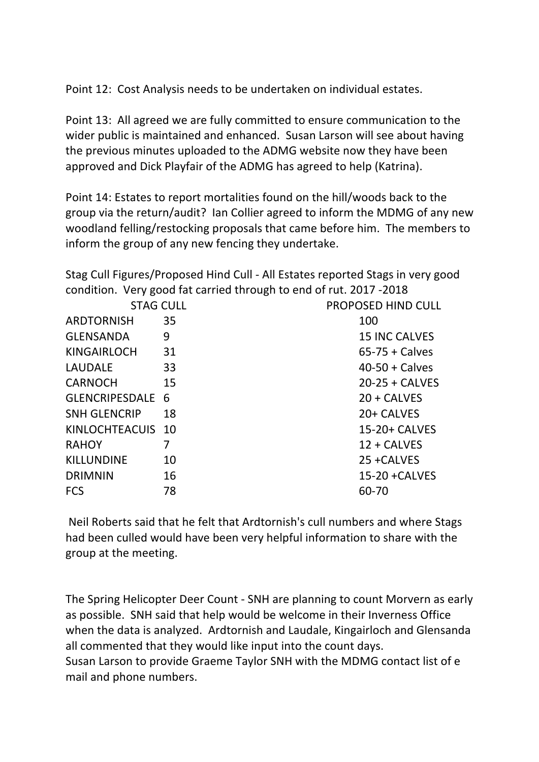Point 12: Cost Analysis needs to be undertaken on individual estates.

Point 13: All agreed we are fully committed to ensure communication to the wider public is maintained and enhanced. Susan Larson will see about having the previous minutes uploaded to the ADMG website now they have been approved and Dick Playfair of the ADMG has agreed to help (Katrina).

Point 14: Estates to report mortalities found on the hill/woods back to the group via the return/audit? Ian Collier agreed to inform the MDMG of any new woodland felling/restocking proposals that came before him. The members to inform the group of any new fencing they undertake.

Stag Cull Figures/Proposed Hind Cull - All Estates reported Stags in very good condition. Very good fat carried through to end of rut. 2017 -2018

| | STAG CULL | PROPOSED HIND CULL |
|---|---|---|
| ARDTORNISH | 35 | 100 |
| GLENSANDA | 9 | 15 INC CALVES |
| KINGAIRLOCH | 31 | 65-75 + Calves |
| LAUDALE | 33 | 40-50 + Calves |
| CARNOCH | 15 | 20-25 + CALVES |
| GLENCRIPESDALE | 6 | 20 + CALVES |
| SNH GLENCRIP | 18 | 20+ CALVES |
| KINLOCHTEACUIS | 10 | 15-20+ CALVES |
| RAHOY | 7 | 12 + CALVES |
| KILLUNDINE | 10 | 25 +CALVES |
| DRIMNIN | 16 | 15-20 +CALVES |
| FCS | 78 | 60-70 |

Neil Roberts said that he felt that Ardtornish's cull numbers and where Stags had been culled would have been very helpful information to share with the group at the meeting.

The Spring Helicopter Deer Count - SNH are planning to count Morvern as early as possible. SNH said that help would be welcome in their Inverness Office when the data is analyzed. Ardtornish and Laudale, Kingairloch and Glensanda all commented that they would like input into the count days.
Susan Larson to provide Graeme Taylor SNH with the MDMG contact list of e mail and phone numbers.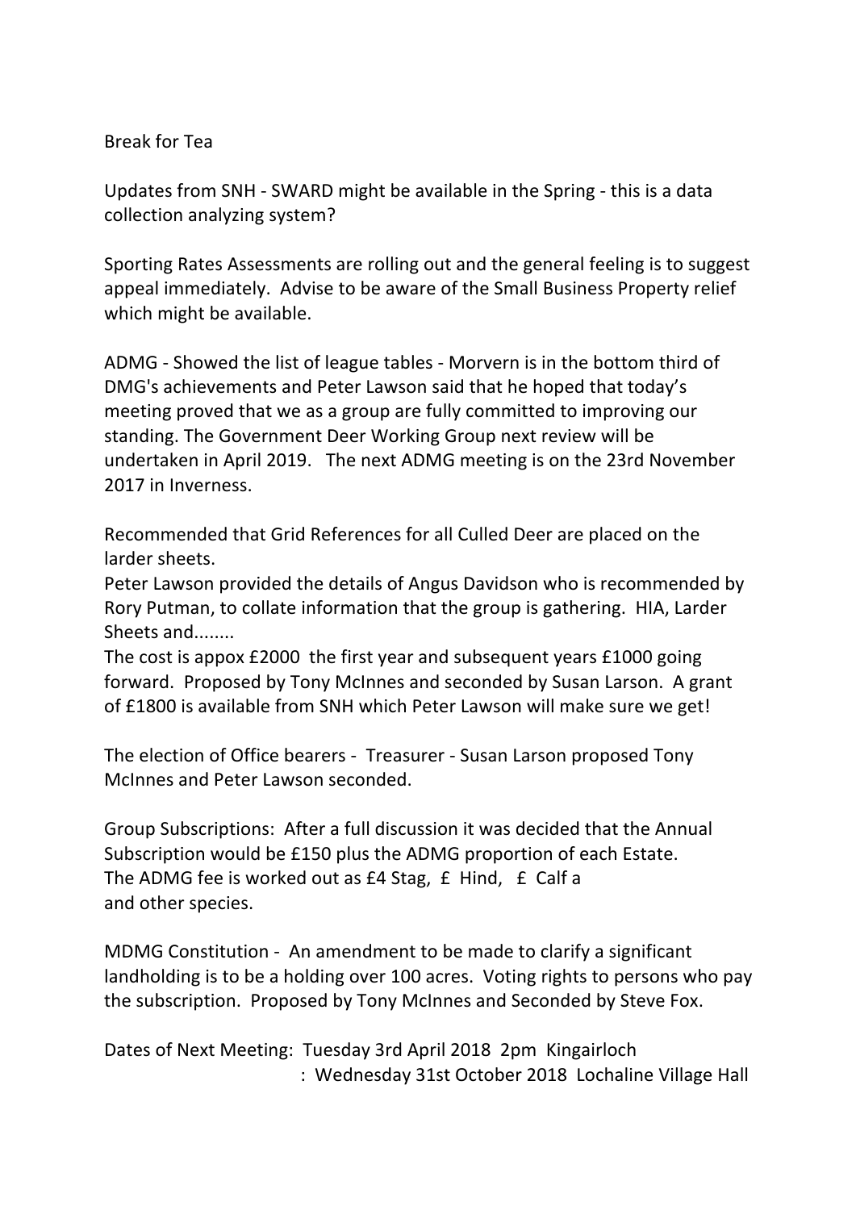Break for Tea

Updates from SNH - SWARD might be available in the Spring - this is a data collection analyzing system?

Sporting Rates Assessments are rolling out and the general feeling is to suggest appeal immediately. Advise to be aware of the Small Business Property relief which might be available.

ADMG - Showed the list of league tables - Morvern is in the bottom third of DMG's achievements and Peter Lawson said that he hoped that today's meeting proved that we as a group are fully committed to improving our standing. The Government Deer Working Group next review will be undertaken in April 2019. The next ADMG meeting is on the 23rd November 2017 in Inverness.

Recommended that Grid References for all Culled Deer are placed on the larder sheets.
Peter Lawson provided the details of Angus Davidson who is recommended by Rory Putman, to collate information that the group is gathering. HIA, Larder Sheets and........
The cost is appox £2000 the first year and subsequent years £1000 going forward. Proposed by Tony McInnes and seconded by Susan Larson. A grant of £1800 is available from SNH which Peter Lawson will make sure we get!

The election of Office bearers - Treasurer - Susan Larson proposed Tony McInnes and Peter Lawson seconded.

Group Subscriptions: After a full discussion it was decided that the Annual Subscription would be £150 plus the ADMG proportion of each Estate.
The ADMG fee is worked out as £4 Stag, £ Hind, £ Calf a
and other species.

MDMG Constitution - An amendment to be made to clarify a significant landholding is to be a holding over 100 acres. Voting rights to persons who pay the subscription. Proposed by Tony McInnes and Seconded by Steve Fox.

Dates of Next Meeting: Tuesday 3rd April 2018 2pm Kingairloch
: Wednesday 31st October 2018 Lochaline Village Hall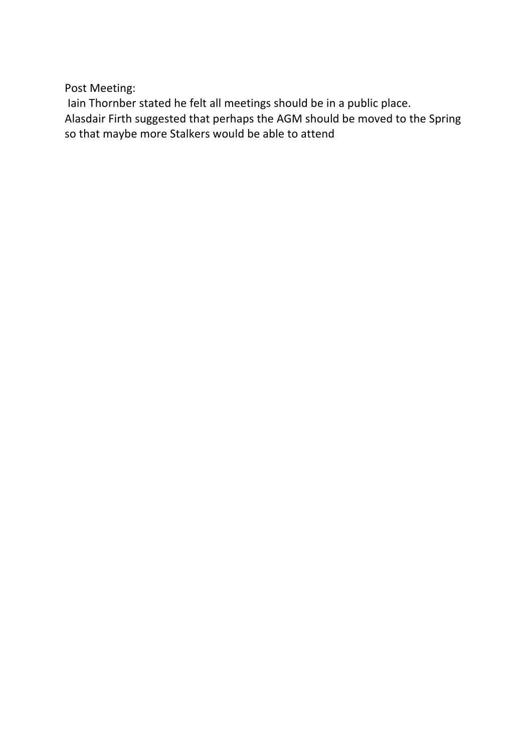Post Meeting:

Iain Thornber stated he felt all meetings should be in a public place.
Alasdair Firth suggested that perhaps the AGM should be moved to the Spring so that maybe more Stalkers would be able to attend